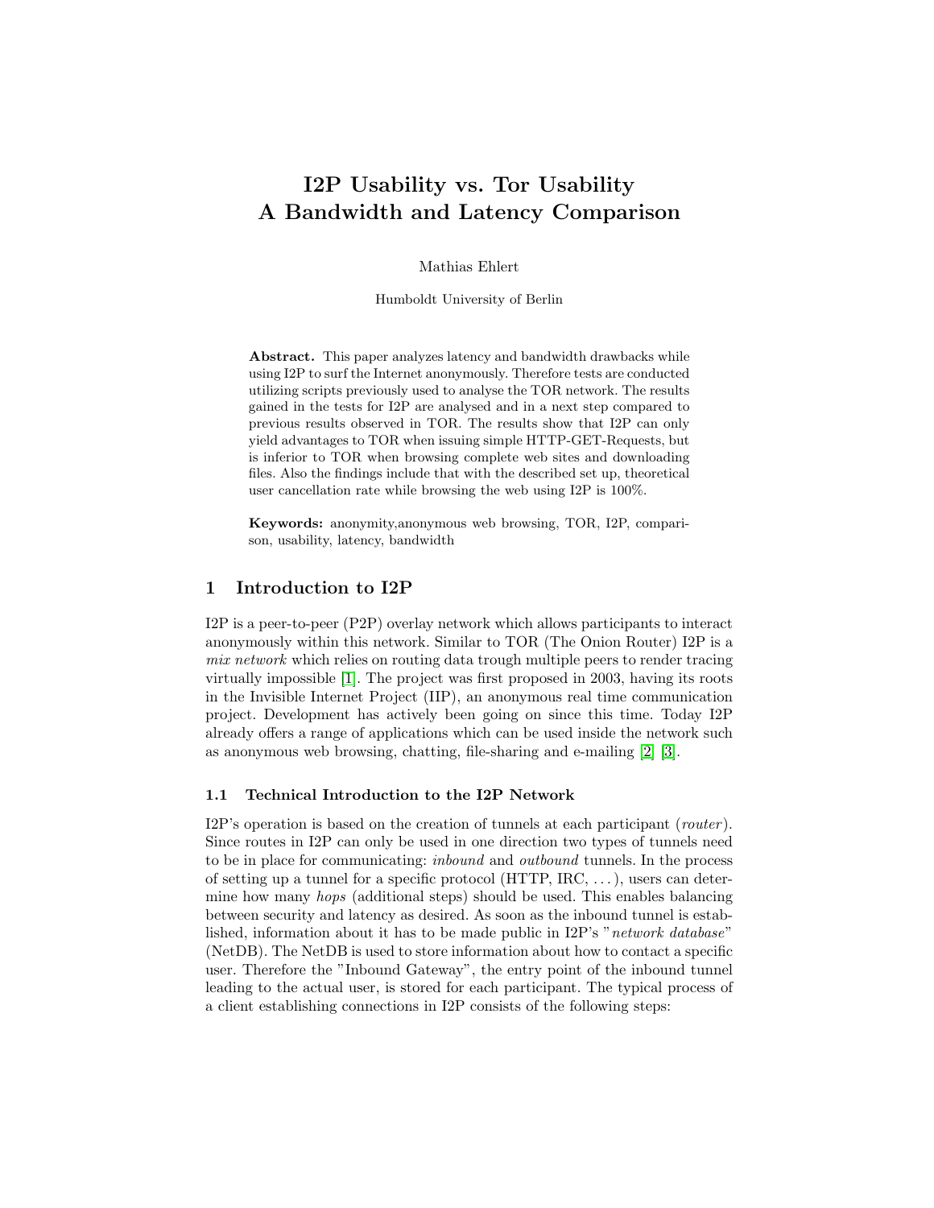# I2P Usability vs. Tor Usability
# A Bandwidth and Latency Comparison

Mathias Ehlert

Humboldt University of Berlin

**Abstract.** This paper analyzes latency and bandwidth drawbacks while using I2P to surf the Internet anonymously. Therefore tests are conducted utilizing scripts previously used to analyse the TOR network. The results gained in the tests for I2P are analysed and in a next step compared to previous results observed in TOR. The results show that I2P can only yield advantages to TOR when issuing simple HTTP-GET-Requests, but is inferior to TOR when browsing complete web sites and downloading files. Also the findings include that with the described set up, theoretical user cancellation rate while browsing the web using I2P is 100%.

**Keywords:** anonymity,anonymous web browsing, TOR, I2P, comparison, usability, latency, bandwidth

## 1 Introduction to I2P

I2P is a peer-to-peer (P2P) overlay network which allows participants to interact anonymously within this network. Similar to TOR (The Onion Router) I2P is a *mix network* which relies on routing data trough multiple peers to render tracing virtually impossible [1]. The project was first proposed in 2003, having its roots in the Invisible Internet Project (IIP), an anonymous real time communication project. Development has actively been going on since this time. Today I2P already offers a range of applications which can be used inside the network such as anonymous web browsing, chatting, file-sharing and e-mailing [2] [3].

### 1.1 Technical Introduction to the I2P Network

I2P's operation is based on the creation of tunnels at each participant (*router*). Since routes in I2P can only be used in one direction two types of tunnels need to be in place for communicating: *inbound* and *outbound* tunnels. In the process of setting up a tunnel for a specific protocol (HTTP, IRC, ...), users can determine how many *hops* (additional steps) should be used. This enables balancing between security and latency as desired. As soon as the inbound tunnel is established, information about it has to be made public in I2P's "*network database*" (NetDB). The NetDB is used to store information about how to contact a specific user. Therefore the "Inbound Gateway", the entry point of the inbound tunnel leading to the actual user, is stored for each participant. The typical process of a client establishing connections in I2P consists of the following steps: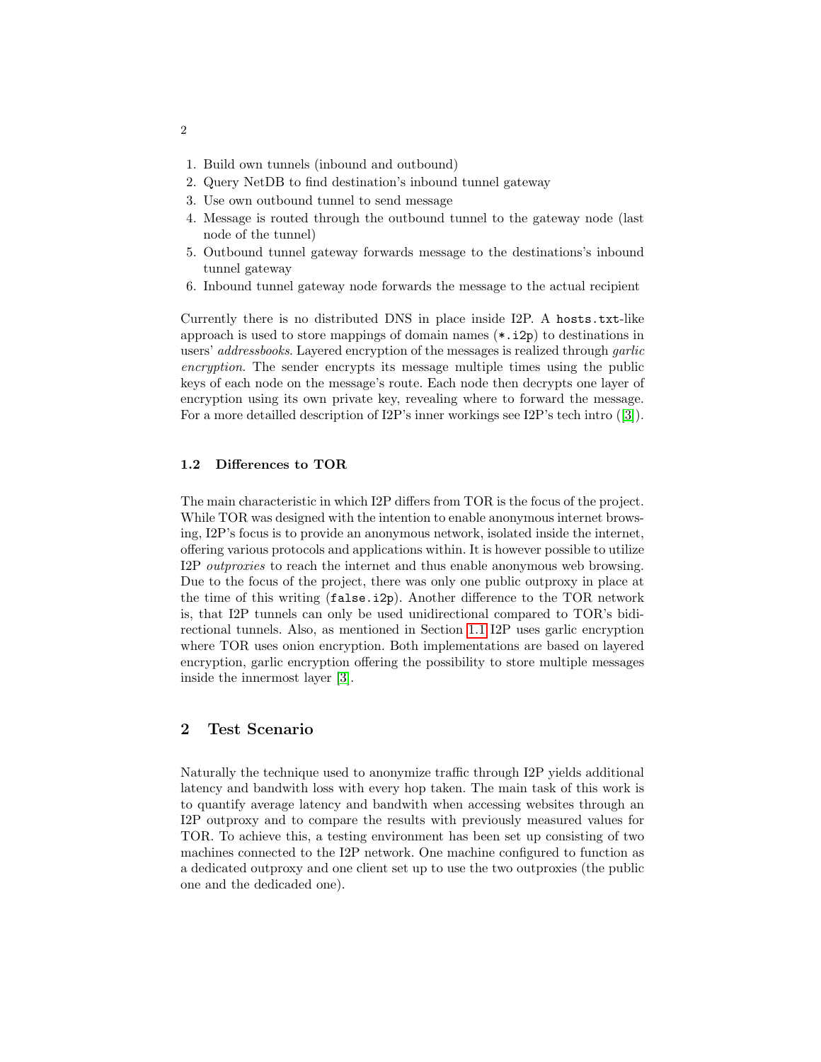1. Build own tunnels (inbound and outbound)
2. Query NetDB to find destination's inbound tunnel gateway
3. Use own outbound tunnel to send message
4. Message is routed through the outbound tunnel to the gateway node (last node of the tunnel)
5. Outbound tunnel gateway forwards message to the destinations's inbound tunnel gateway
6. Inbound tunnel gateway node forwards the message to the actual recipient

Currently there is no distributed DNS in place inside I2P. A `hosts.txt`-like approach is used to store mappings of domain names (`*.i2p`) to destinations in users' *addressbooks*. Layered encryption of the messages is realized through *garlic encryption*. The sender encrypts its message multiple times using the public keys of each node on the message's route. Each node then decrypts one layer of encryption using its own private key, revealing where to forward the message. For a more detailled description of I2P's inner workings see I2P's tech intro ([3]).

### 1.2 Differences to TOR

The main characteristic in which I2P differs from TOR is the focus of the project. While TOR was designed with the intention to enable anonymous internet browsing, I2P's focus is to provide an anonymous network, isolated inside the internet, offering various protocols and applications within. It is however possible to utilize I2P *outproxies* to reach the internet and thus enable anonymous web browsing. Due to the focus of the project, there was only one public outproxy in place at the time of this writing (`false.i2p`). Another difference to the TOR network is, that I2P tunnels can only be used unidirectional compared to TOR's bidirectional tunnels. Also, as mentioned in Section 1.1 I2P uses garlic encryption where TOR uses onion encryption. Both implementations are based on layered encryption, garlic encryption offering the possibility to store multiple messages inside the innermost layer [3].

## 2 Test Scenario

Naturally the technique used to anonymize traffic through I2P yields additional latency and bandwith loss with every hop taken. The main task of this work is to quantify average latency and bandwith when accessing websites through an I2P outproxy and to compare the results with previously measured values for TOR. To achieve this, a testing environment has been set up consisting of two machines connected to the I2P network. One machine configured to function as a dedicated outproxy and one client set up to use the two outproxies (the public one and the dedicaded one).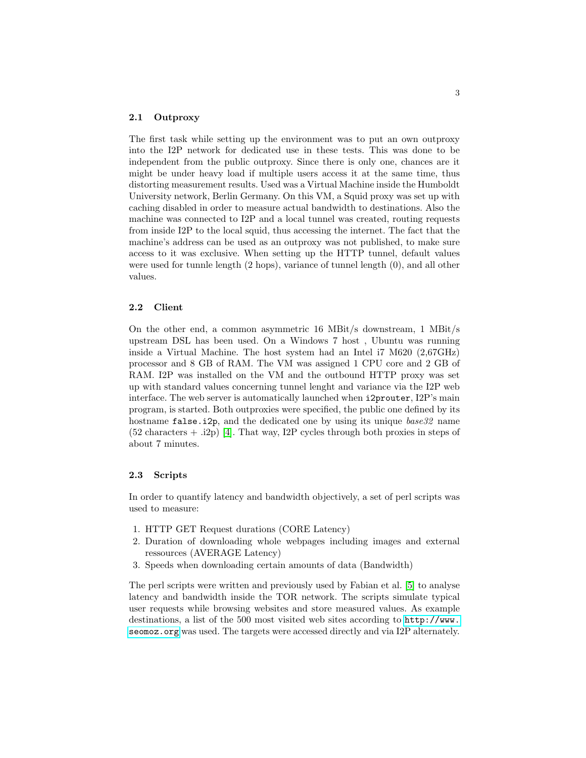### 2.1 Outproxy

The first task while setting up the environment was to put an own outproxy into the I2P network for dedicated use in these tests. This was done to be independent from the public outproxy. Since there is only one, chances are it might be under heavy load if multiple users access it at the same time, thus distorting measurement results. Used was a Virtual Machine inside the Humboldt University network, Berlin Germany. On this VM, a Squid proxy was set up with caching disabled in order to measure actual bandwidth to destinations. Also the machine was connected to I2P and a local tunnel was created, routing requests from inside I2P to the local squid, thus accessing the internet. The fact that the machine's address can be used as an outproxy was not published, to make sure access to it was exclusive. When setting up the HTTP tunnel, default values were used for tunnle length (2 hops), variance of tunnel length (0), and all other values.

### 2.2 Client

On the other end, a common asymmetric 16 MBit/s downstream, 1 MBit/s upstream DSL has been used. On a Windows 7 host , Ubuntu was running inside a Virtual Machine. The host system had an Intel i7 M620 (2,67GHz) processor and 8 GB of RAM. The VM was assigned 1 CPU core and 2 GB of RAM. I2P was installed on the VM and the outbound HTTP proxy was set up with standard values concerning tunnel lenght and variance via the I2P web interface. The web server is automatically launched when `i2prouter`, I2P's main program, is started. Both outproxies were specified, the public one defined by its hostname `false.i2p`, and the dedicated one by using its unique *base32* name (52 characters + .i2p) [4]. That way, I2P cycles through both proxies in steps of about 7 minutes.

### 2.3 Scripts

In order to quantify latency and bandwidth objectively, a set of perl scripts was used to measure:

1. HTTP GET Request durations (CORE Latency)
2. Duration of downloading whole webpages including images and external ressources (AVERAGE Latency)
3. Speeds when downloading certain amounts of data (Bandwidth)

The perl scripts were written and previously used by Fabian et al. [5] to analyse latency and bandwidth inside the TOR network. The scripts simulate typical user requests while browsing websites and store measured values. As example destinations, a list of the 500 most visited web sites according to `http://www.seomoz.org` was used. The targets were accessed directly and via I2P alternately.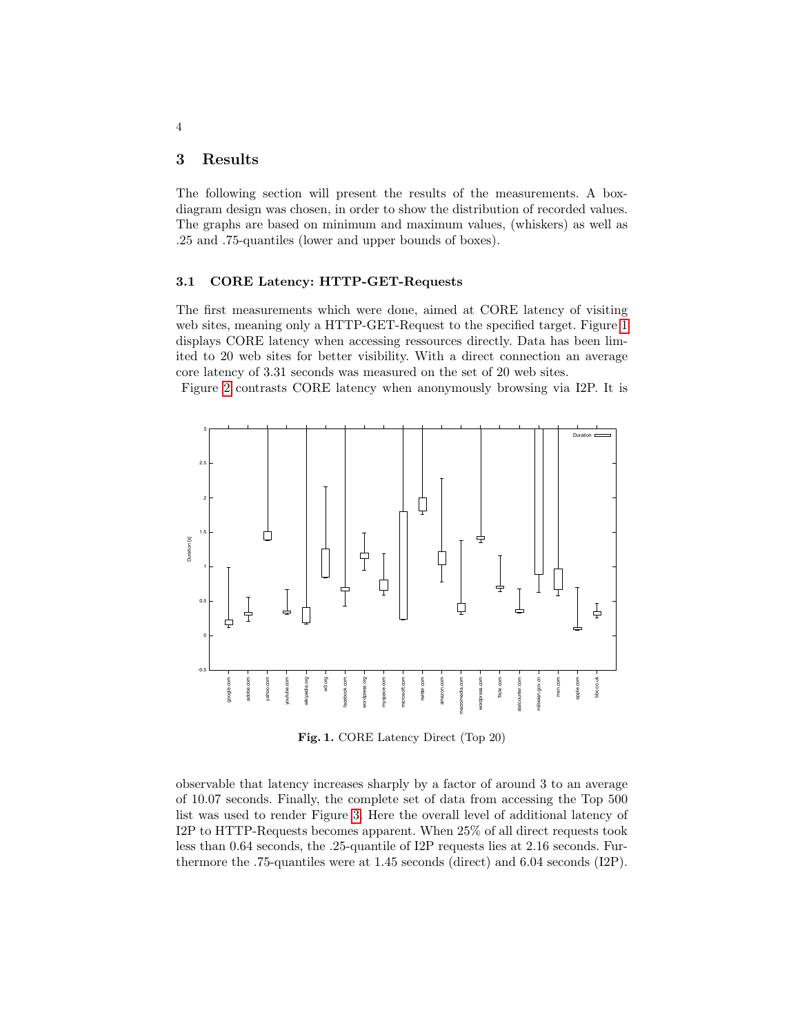## 3 Results

The following section will present the results of the measurements. A box-diagram design was chosen, in order to show the distribution of recorded values. The graphs are based on minimum and maximum values, (whiskers) as well as .25 and .75-quantiles (lower and upper bounds of boxes).

### 3.1 CORE Latency: HTTP-GET-Requests

The first measurements which were done, aimed at CORE latency of visiting web sites, meaning only a HTTP-GET-Request to the specified target. Figure 1 displays CORE latency when accessing ressources directly. Data has been limited to 20 web sites for better visibility. With a direct connection an average core latency of 3.31 seconds was measured on the set of 20 web sites.

Figure 2 contrasts CORE latency when anonymously browsing via I2P. It is

**Fig. 1.** CORE Latency Direct (Top 20)

observable that latency increases sharply by a factor of around 3 to an average of 10.07 seconds. Finally, the complete set of data from accessing the Top 500 list was used to render Figure 3. Here the overall level of additional latency of I2P to HTTP-Requests becomes apparent. When 25% of all direct requests took less than 0.64 seconds, the .25-quantile of I2P requests lies at 2.16 seconds. Furthermore the .75-quantiles were at 1.45 seconds (direct) and 6.04 seconds (I2P).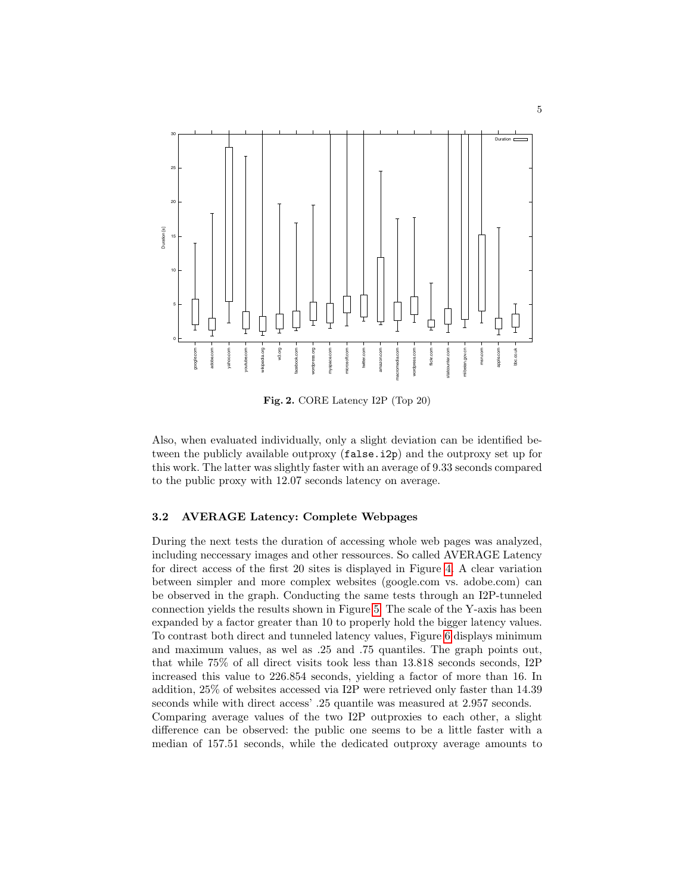Fig. 2. CORE Latency I2P (Top 20)

Also, when evaluated individually, only a slight deviation can be identified between the publicly available outproxy (false.i2p) and the outproxy set up for this work. The latter was slightly faster with an average of 9.33 seconds compared to the public proxy with 12.07 seconds latency on average.

### 3.2 AVERAGE Latency: Complete Webpages

During the next tests the duration of accessing whole web pages was analyzed, including neccessary images and other ressources. So called AVERAGE Latency for direct access of the first 20 sites is displayed in Figure 4. A clear variation between simpler and more complex websites (google.com vs. adobe.com) can be observed in the graph. Conducting the same tests through an I2P-tunneled connection yields the results shown in Figure 5. The scale of the Y-axis has been expanded by a factor greater than 10 to properly hold the bigger latency values. To contrast both direct and tunneled latency values, Figure 6 displays minimum and maximum values, as wel as .25 and .75 quantiles. The graph points out, that while 75% of all direct visits took less than 13.818 seconds seconds, I2P increased this value to 226.854 seconds, yielding a factor of more than 16. In addition, 25% of websites accessed via I2P were retrieved only faster than 14.39 seconds while with direct access' .25 quantile was measured at 2.957 seconds.
Comparing average values of the two I2P outproxies to each other, a slight difference can be observed: the public one seems to be a little faster with a median of 157.51 seconds, while the dedicated outproxy average amounts to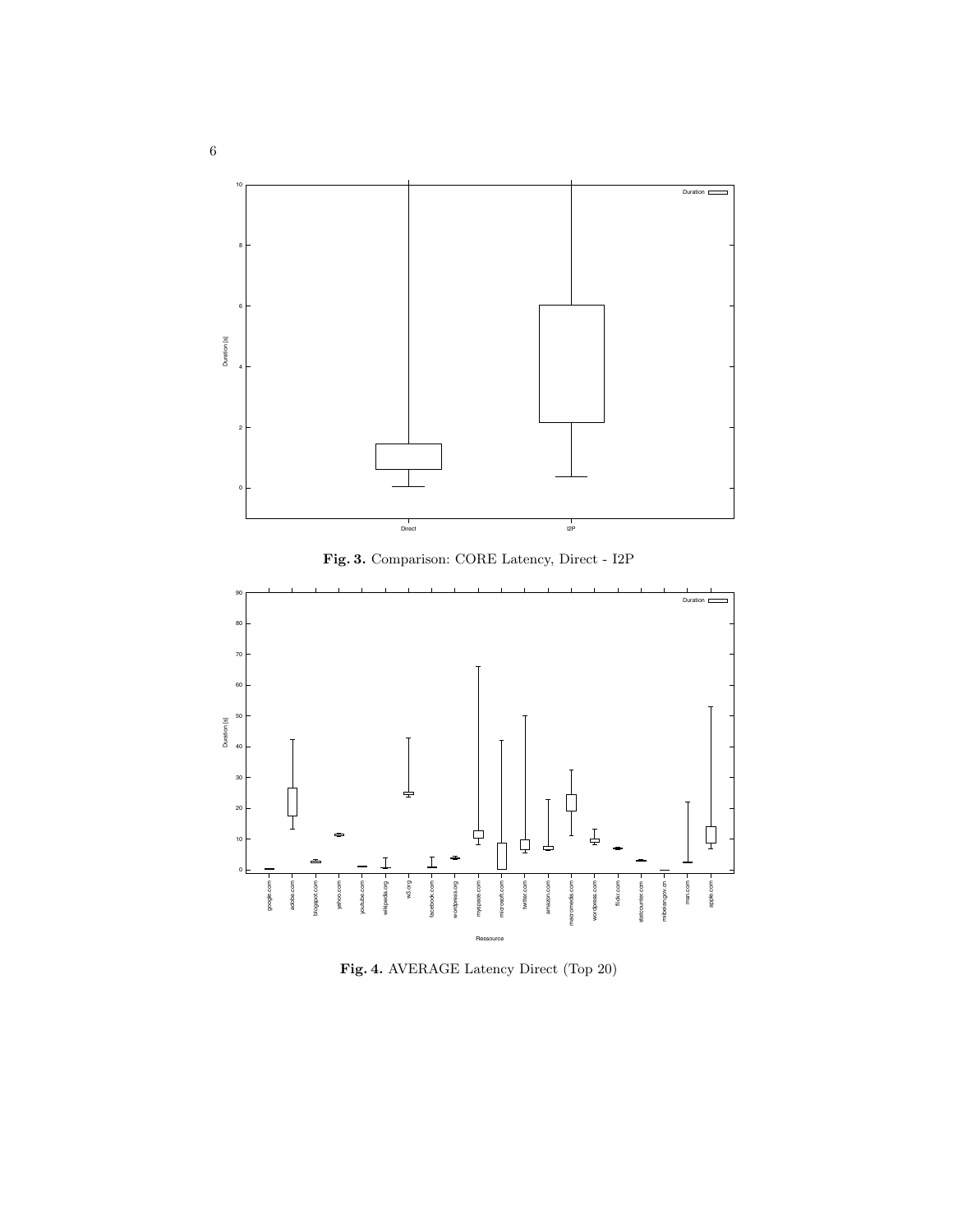**Fig. 3.** Comparison: CORE Latency, Direct - I2P

**Fig. 4.** AVERAGE Latency Direct (Top 20)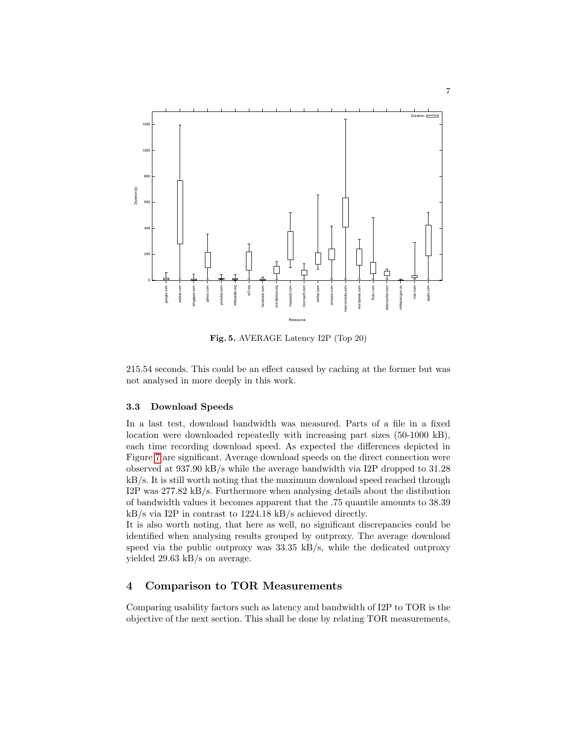Fig. 5. AVERAGE Latency I2P (Top 20)

215.54 seconds. This could be an effect caused by caching at the former but was not analysed in more deeply in this work.

### 3.3 Download Speeds

In a last test, download bandwidth was measured. Parts of a file in a fixed location were downloaded repeatedly with increasing part sizes (50-1000 kB), each time recording download speed. As expected the differences depicted in Figure 7 are significant. Average download speeds on the direct connection were observed at 937.90 kB/s while the average bandwidth via I2P dropped to 31.28 kB/s. It is still worth noting that the maximum download speed reached through I2P was 277.82 kB/s. Furthermore when analysing details about the distibution of bandwidth values it becomes apparent that the .75 quantile amounts to 38.39 kB/s via I2P in contrast to 1224.18 kB/s achieved directly.

It is also worth noting, that here as well, no significant discrepancies could be identified when analysing results grouped by outproxy. The average download speed via the public outproxy was 33.35 kB/s, while the dedicated outproxy yielded 29.63 kB/s on average.

## 4 Comparison to TOR Measurements

Comparing usability factors such as latency and bandwidth of I2P to TOR is the objective of the next section. This shall be done by relating TOR measurements,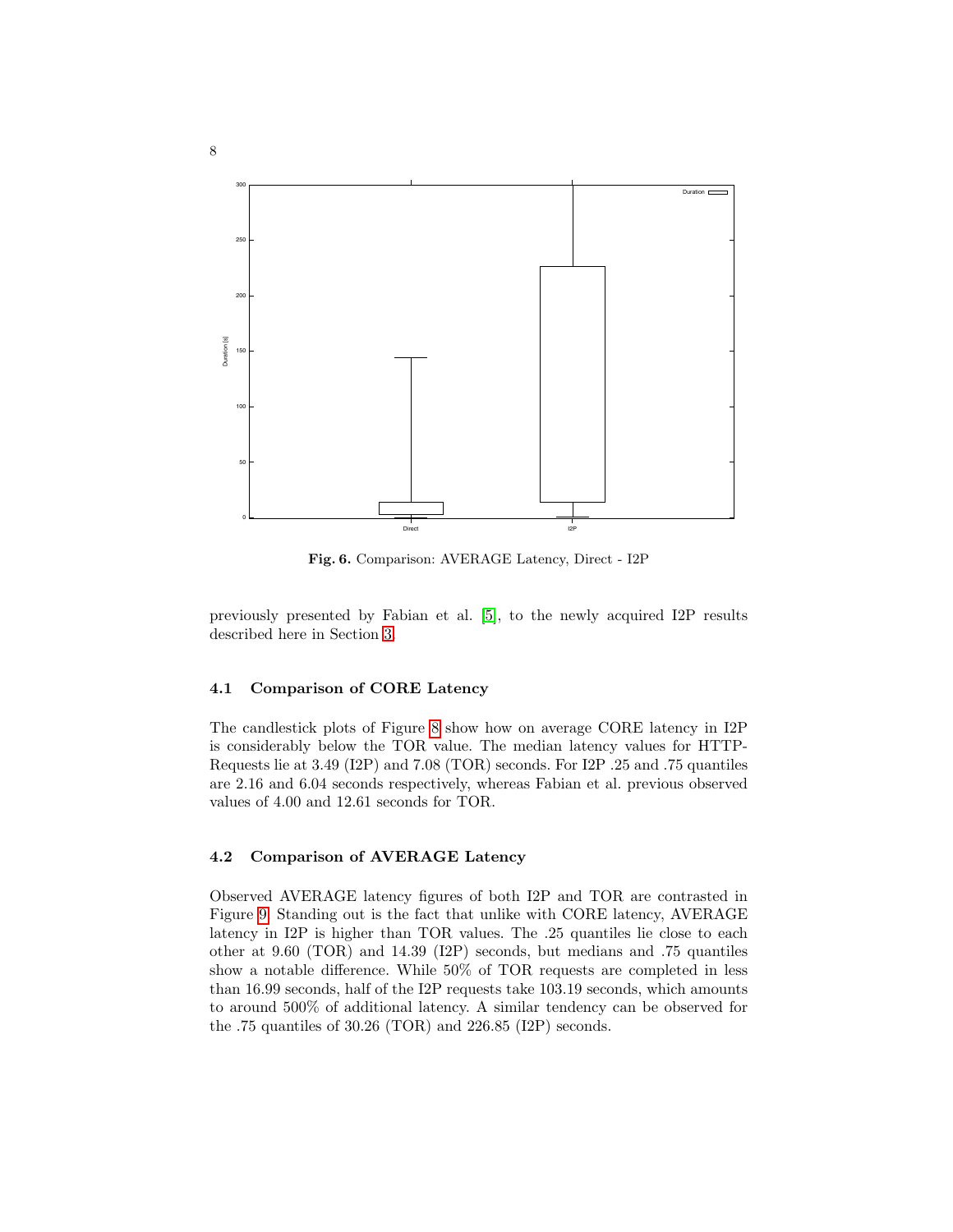Fig. 6. Comparison: AVERAGE Latency, Direct - I2P

previously presented by Fabian et al. [5], to the newly acquired I2P results described here in Section 3.

### 4.1 Comparison of CORE Latency

The candlestick plots of Figure 8 show how on average CORE latency in I2P is considerably below the TOR value. The median latency values for HTTP-Requests lie at 3.49 (I2P) and 7.08 (TOR) seconds. For I2P .25 and .75 quantiles are 2.16 and 6.04 seconds respectively, whereas Fabian et al. previous observed values of 4.00 and 12.61 seconds for TOR.

### 4.2 Comparison of AVERAGE Latency

Observed AVERAGE latency figures of both I2P and TOR are contrasted in Figure 9. Standing out is the fact that unlike with CORE latency, AVERAGE latency in I2P is higher than TOR values. The .25 quantiles lie close to each other at 9.60 (TOR) and 14.39 (I2P) seconds, but medians and .75 quantiles show a notable difference. While 50% of TOR requests are completed in less than 16.99 seconds, half of the I2P requests take 103.19 seconds, which amounts to around 500% of additional latency. A similar tendency can be observed for the .75 quantiles of 30.26 (TOR) and 226.85 (I2P) seconds.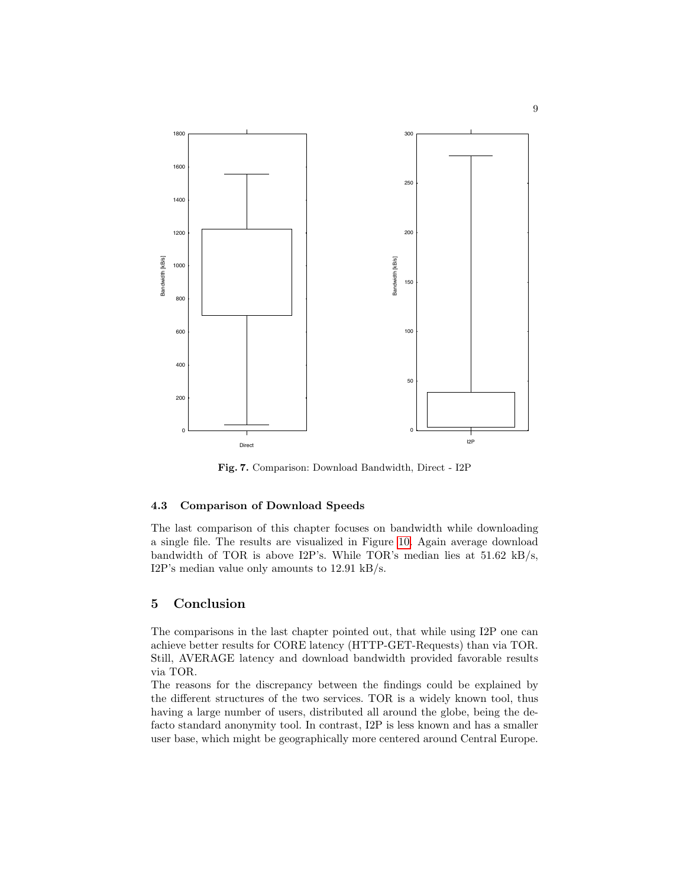Fig. 7. Comparison: Download Bandwidth, Direct - I2P

### 4.3 Comparison of Download Speeds

The last comparison of this chapter focuses on bandwidth while downloading a single file. The results are visualized in Figure 10. Again average download bandwidth of TOR is above I2P's. While TOR's median lies at 51.62 kB/s, I2P's median value only amounts to 12.91 kB/s.

## 5 Conclusion

The comparisons in the last chapter pointed out, that while using I2P one can achieve better results for CORE latency (HTTP-GET-Requests) than via TOR. Still, AVERAGE latency and download bandwidth provided favorable results via TOR.

The reasons for the discrepancy between the findings could be explained by the different structures of the two services. TOR is a widely known tool, thus having a large number of users, distributed all around the globe, being the defacto standard anonymity tool. In contrast, I2P is less known and has a smaller user base, which might be geographically more centered around Central Europe.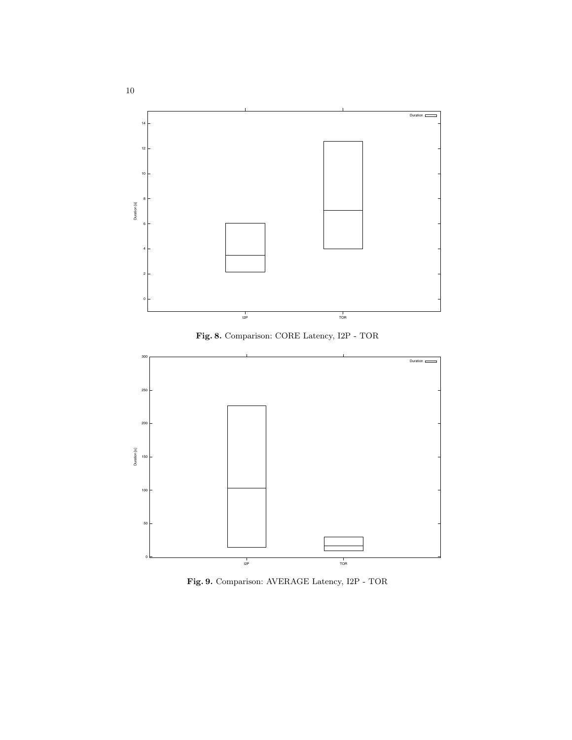**Fig. 8.** Comparison: CORE Latency, I2P - TOR

**Fig. 9.** Comparison: AVERAGE Latency, I2P - TOR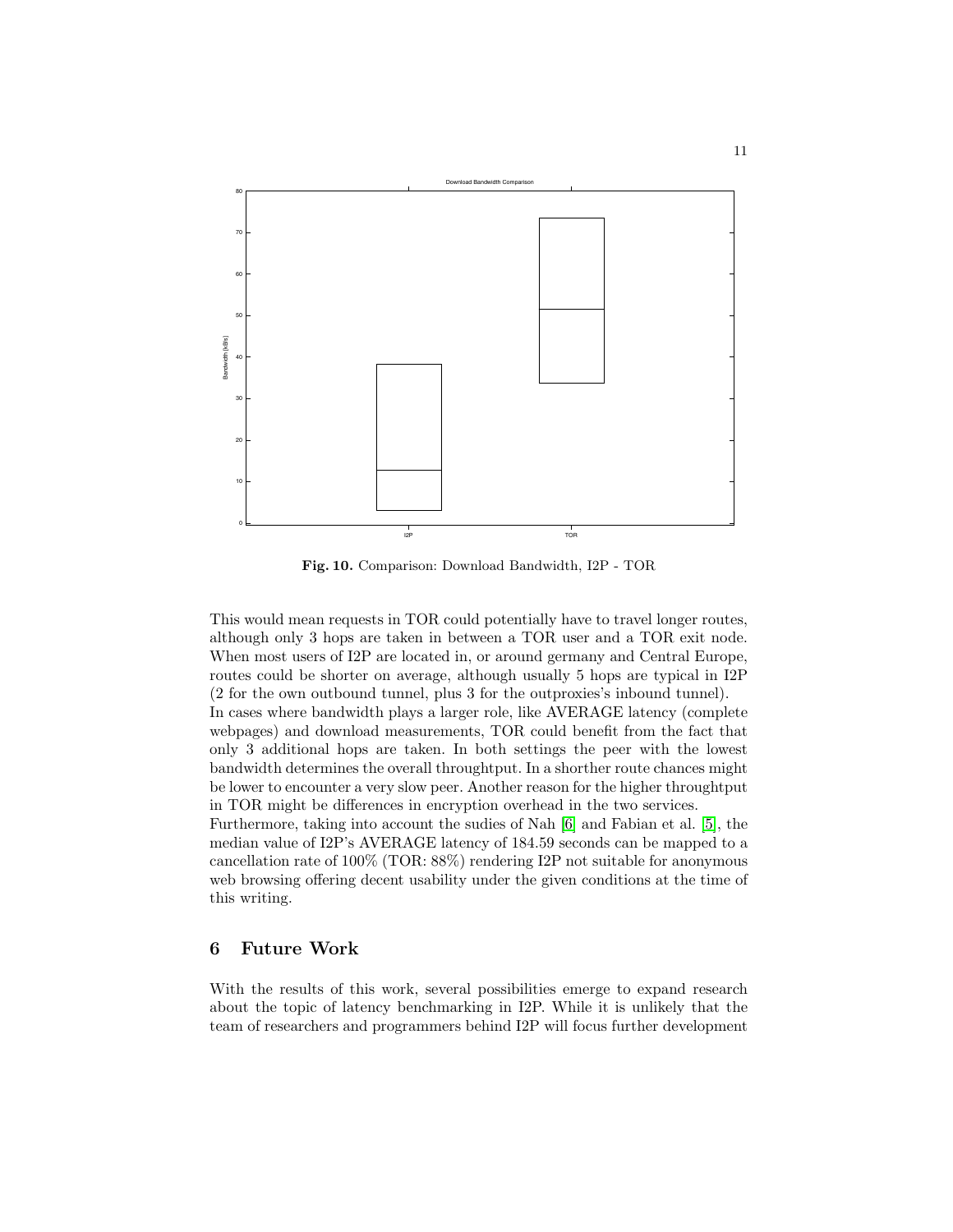**Fig. 10.** Comparison: Download Bandwidth, I2P - TOR

This would mean requests in TOR could potentially have to travel longer routes, although only 3 hops are taken in between a TOR user and a TOR exit node. When most users of I2P are located in, or around germany and Central Europe, routes could be shorter on average, although usually 5 hops are typical in I2P (2 for the own outbound tunnel, plus 3 for the outproxies's inbound tunnel).
In cases where bandwidth plays a larger role, like AVERAGE latency (complete webpages) and download measurements, TOR could benefit from the fact that only 3 additional hops are taken. In both settings the peer with the lowest bandwidth determines the overall throughtput. In a shorther route chances might be lower to encounter a very slow peer. Another reason for the higher throughtput in TOR might be differences in encryption overhead in the two services.
Furthermore, taking into account the sudies of Nah [6] and Fabian et al. [5], the median value of I2P's AVERAGE latency of 184.59 seconds can be mapped to a cancellation rate of 100% (TOR: 88%) rendering I2P not suitable for anonymous web browsing offering decent usability under the given conditions at the time of this writing.

## 6 Future Work

With the results of this work, several possibilities emerge to expand research about the topic of latency benchmarking in I2P. While it is unlikely that the team of researchers and programmers behind I2P will focus further development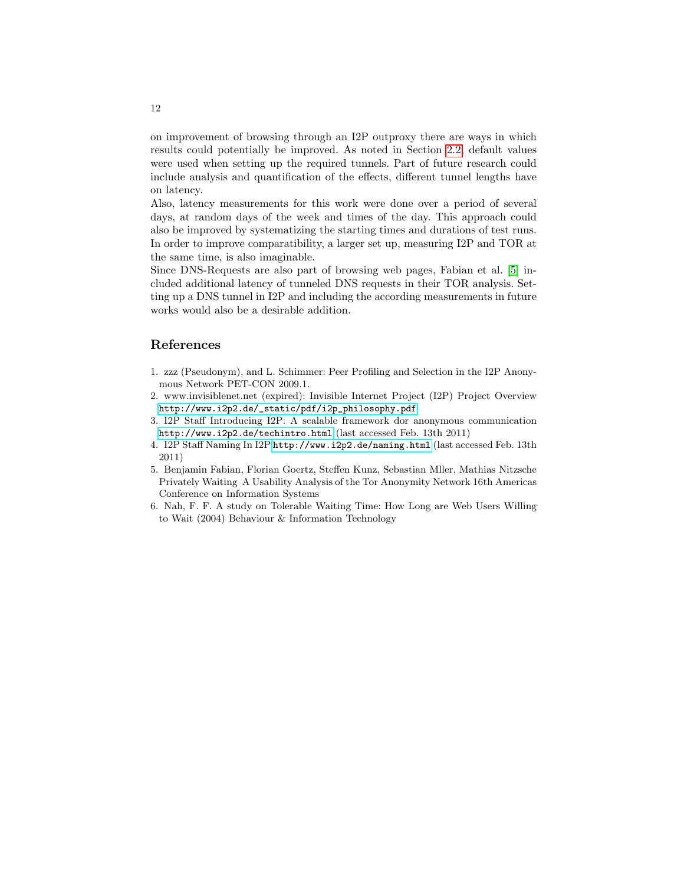on improvement of browsing through an I2P outproxy there are ways in which results could potentially be improved. As noted in Section 2.2, default values were used when setting up the required tunnels. Part of future research could include analysis and quantification of the effects, different tunnel lengths have on latency.

Also, latency measurements for this work were done over a period of several days, at random days of the week and times of the day. This approach could also be improved by systematizing the starting times and durations of test runs. In order to improve comparatibility, a larger set up, measuring I2P and TOR at the same time, is also imaginable.

Since DNS-Requests are also part of browsing web pages, Fabian et al. [5] included additional latency of tunneled DNS requests in their TOR analysis. Setting up a DNS tunnel in I2P and including the according measurements in future works would also be a desirable addition.

## References

1. zzz (Pseudonym), and L. Schimmer: Peer Profiling and Selection in the I2P Anonymous Network PET-CON 2009.1.
2. www.invisiblenet.net (expired): Invisible Internet Project (I2P) Project Overview http://www.i2p2.de/_static/pdf/i2p_philosophy.pdf
3. I2P Staff Introducing I2P: A scalable framework dor anonymous communication http://www.i2p2.de/techintro.html (last accessed Feb. 13th 2011)
4. I2P Staff Naming In I2P http://www.i2p2.de/naming.html (last accessed Feb. 13th 2011)
5. Benjamin Fabian, Florian Goertz, Steffen Kunz, Sebastian Mller, Mathias Nitzsche Privately Waiting A Usability Analysis of the Tor Anonymity Network 16th Americas Conference on Information Systems
6. Nah, F. F. A study on Tolerable Waiting Time: How Long are Web Users Willing to Wait (2004) Behaviour & Information Technology